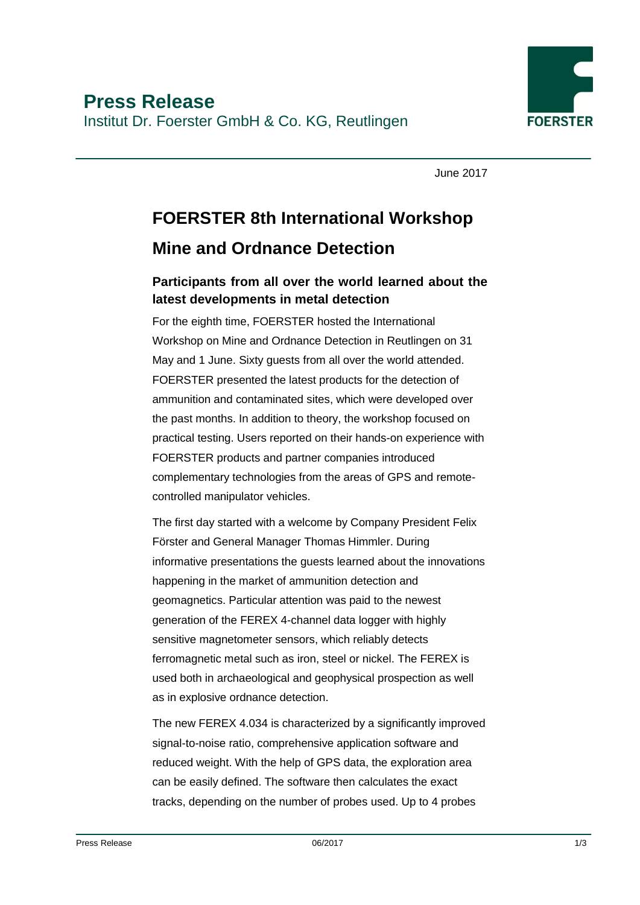# Press Release

Institut Dr. Foerster GmbH & Co. KG, Reutlingen

June 2017

## FOERSTER 8th International Workshop

## Mine and Ordnance Detection

### Participants from all over the world learned about the latest developments in metal detection

For the eighth time, FOERSTER hosted the International Workshop on Mine and Ordnance Detection in Reutlingen on 31 May and 1 June. Sixty guests from all over the world attended. FOERSTER presented the latest products for the detection of ammunition and contaminated sites, which were developed over the past months. In addition to theory, the workshop focused on practical testing. Users reported on their hands-on experience with FOERSTER products and partner companies introduced complementary technologies from the areas of GPS and remote-controlled manipulator vehicles.

The first day started with a welcome by Company President Felix Förster and General Manager Thomas Himmler. During informative presentations the guests learned about the innovations happening in the market of ammunition detection and geomagnetics. Particular attention was paid to the newest generation of the FEREX 4-channel data logger with highly sensitive magnetometer sensors, which reliably detects ferromagnetic metal such as iron, steel or nickel. The FEREX is used both in archaeological and geophysical prospection as well as in explosive ordnance detection.

The new FEREX 4.034 is characterized by a significantly improved signal-to-noise ratio, comprehensive application software and reduced weight. With the help of GPS data, the exploration area can be easily defined. The software then calculates the exact tracks, depending on the number of probes used. Up to 4 probes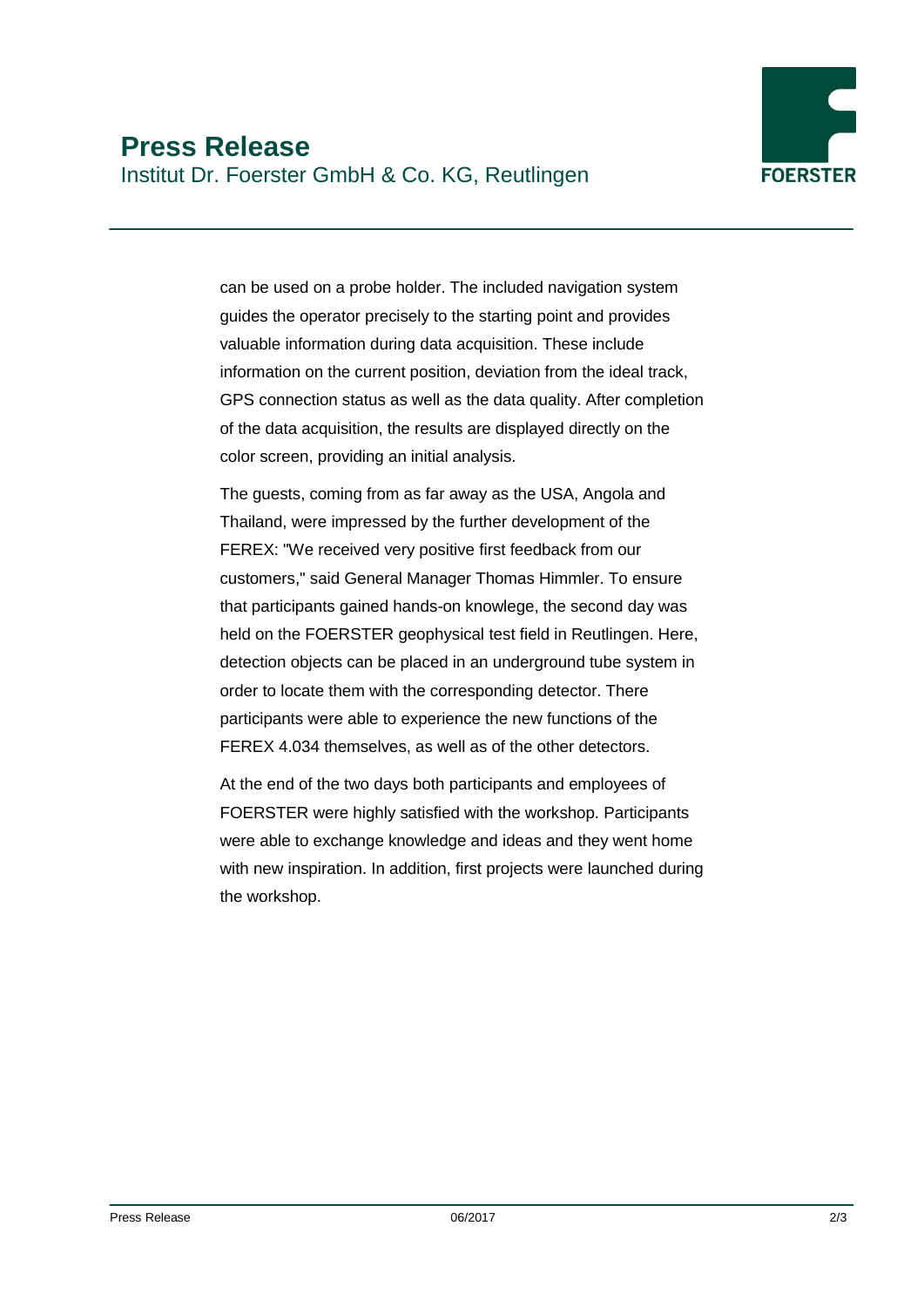can be used on a probe holder. The included navigation system guides the operator precisely to the starting point and provides valuable information during data acquisition. These include information on the current position, deviation from the ideal track, GPS connection status as well as the data quality. After completion of the data acquisition, the results are displayed directly on the color screen, providing an initial analysis.

The guests, coming from as far away as the USA, Angola and Thailand, were impressed by the further development of the FEREX: "We received very positive first feedback from our customers," said General Manager Thomas Himmler. To ensure that participants gained hands-on knowlege, the second day was held on the FOERSTER geophysical test field in Reutlingen. Here, detection objects can be placed in an underground tube system in order to locate them with the corresponding detector. There participants were able to experience the new functions of the FEREX 4.034 themselves, as well as of the other detectors.

At the end of the two days both participants and employees of FOERSTER were highly satisfied with the workshop. Participants were able to exchange knowledge and ideas and they went home with new inspiration. In addition, first projects were launched during the workshop.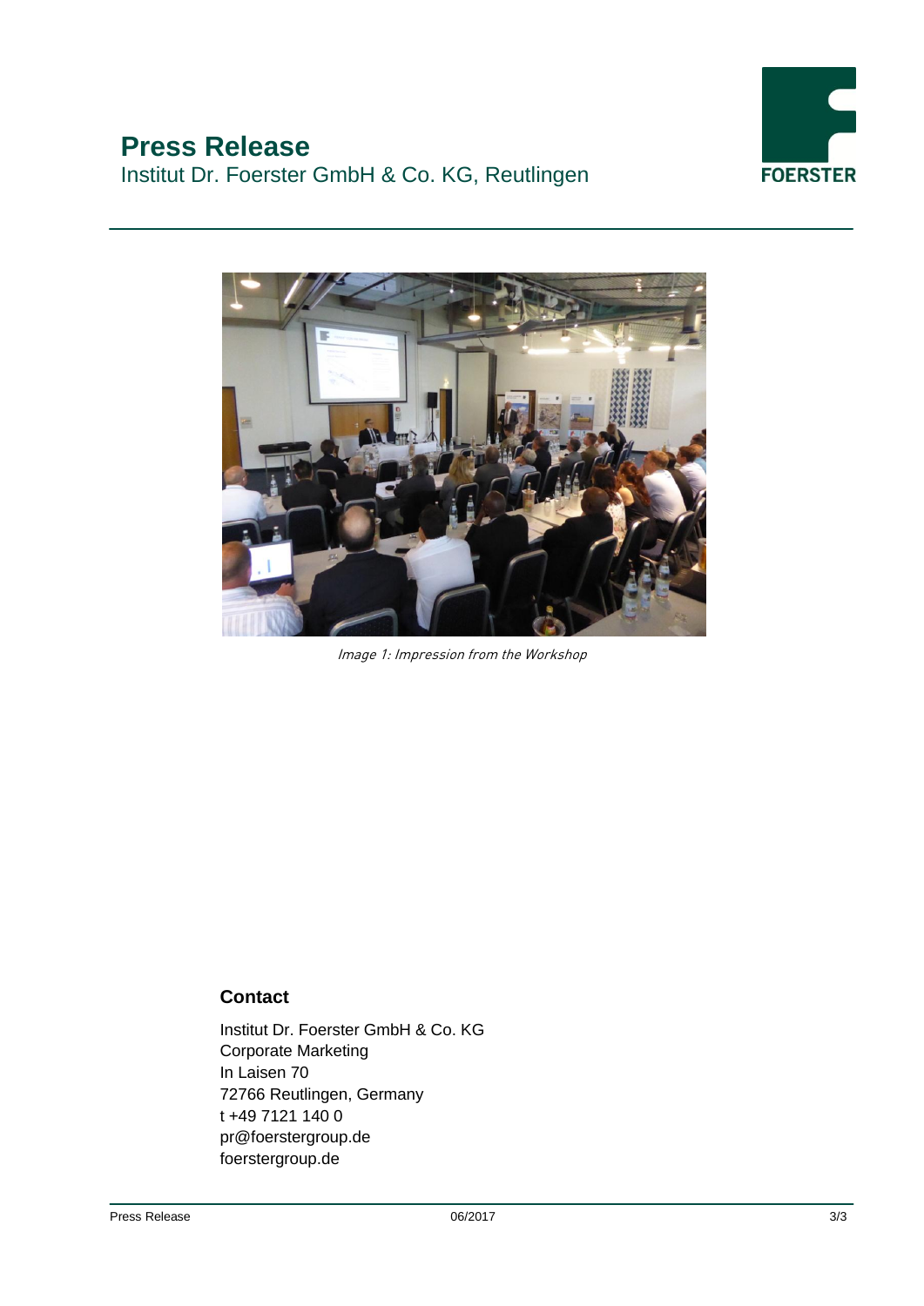# Press Release

Institut Dr. Foerster GmbH & Co. KG, Reutlingen

*Image 1: Impression from the Workshop*

## Contact

Institut Dr. Foerster GmbH & Co. KG
Corporate Marketing
In Laisen 70
72766 Reutlingen, Germany
t +49 7121 140 0
pr@foerstergroup.de
foerstergroup.de